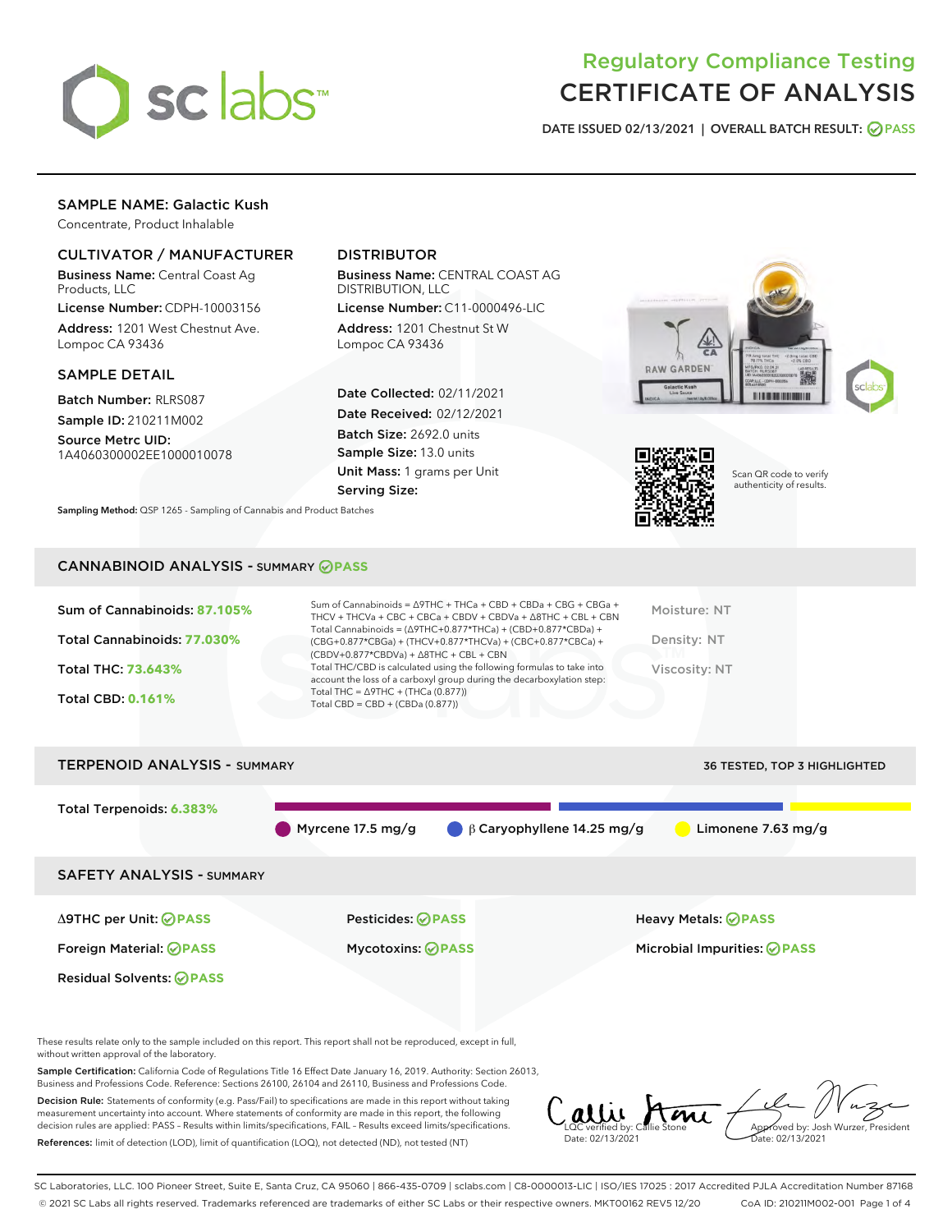# Regulatory Compliance Testing
# CERTIFICATE OF ANALYSIS

DATE ISSUED 02/13/2021 | OVERALL BATCH RESULT: PASS

## SAMPLE NAME: Galactic Kush

Concentrate, Product Inhalable

### CULTIVATOR / MANUFACTURER

**Business Name:** Central Coast Ag Products, LLC

**License Number:** CDPH-10003156

**Address:** 1201 West Chestnut Ave. Lompoc CA 93436

### DISTRIBUTOR

**Business Name:** CENTRAL COAST AG DISTRIBUTION, LLC

**License Number:** C11-0000496-LIC

**Address:** 1201 Chestnut St W Lompoc CA 93436

### SAMPLE DETAIL

**Batch Number:** RLRS087

**Sample ID:** 210211M002

**Source Metrc UID:** 1A4060300002EE1000010078

**Date Collected:** 02/11/2021

**Date Received:** 02/12/2021

**Batch Size:** 2692.0 units

**Sample Size:** 13.0 units

**Unit Mass:** 1 grams per Unit

**Serving Size:**

**Sampling Method:** QSP 1265 - Sampling of Cannabis and Product Batches

Scan QR code to verify authenticity of results.

## CANNABINOID ANALYSIS - SUMMARY PASS

Sum of Cannabinoids: **87.105%**

Total Cannabinoids: **77.030%**

Total THC: **73.643%**

Total CBD: **0.161%**

Sum of Cannabinoids = Δ9THC + THCa + CBD + CBDa + CBG + CBGa + THCV + THCVa + CBC + CBCa + CBDV + CBDVa + Δ8THC + CBL + CBN

Total Cannabinoids = (Δ9THC+0.877*THCa) + (CBD+0.877*CBDa) + (CBG+0.877*CBGa) + (THCV+0.877*THCVa) + (CBC+0.877*CBCa) + (CBDV+0.877*CBDVa) + Δ8THC + CBL + CBN

Total THC/CBD is calculated using the following formulas to take into account the loss of a carboxyl group during the decarboxylation step:

Total THC = Δ9THC + (THCa (0.877))

Total CBD = CBD + (CBDa (0.877))

Moisture: NT

Density: NT

Viscosity: NT

## TERPENOID ANALYSIS - SUMMARY

36 TESTED, TOP 3 HIGHLIGHTED

Total Terpenoids: **6.383%**

Myrcene 17.5 mg/g | β Caryophyllene 14.25 mg/g | Limonene 7.63 mg/g

## SAFETY ANALYSIS - SUMMARY

| | | |
|---|---|---|
| Δ9THC per Unit: PASS | Pesticides: PASS | Heavy Metals: PASS |
| Foreign Material: PASS | Mycotoxins: PASS | Microbial Impurities: PASS |
| Residual Solvents: PASS | | |

These results relate only to the sample included on this report. This report shall not be reproduced, except in full, without written approval of the laboratory.

**Sample Certification:** California Code of Regulations Title 16 Effect Date January 16, 2019. Authority: Section 26013, Business and Professions Code. Reference: Sections 26100, 26104 and 26110, Business and Professions Code.

**Decision Rule:** Statements of conformity (e.g. Pass/Fail) to specifications are made in this report without taking measurement uncertainty into account. Where statements of conformity are made in this report, the following decision rules are applied: PASS – Results within limits/specifications, FAIL – Results exceed limits/specifications.

**References:** limit of detection (LOD), limit of quantification (LOQ), not detected (ND), not tested (NT)

LQC verified by: Callie Stone
Date: 02/13/2021

Approved by: Josh Wurzer, President
Date: 02/13/2021

SC Laboratories, LLC. 100 Pioneer Street, Suite E, Santa Cruz, CA 95060 | 866-435-0709 | sclabs.com | C8-0000013-LIC | ISO/IES 17025 : 2017 Accredited PJLA Accreditation Number 87168
© 2021 SC Labs all rights reserved. Trademarks referenced are trademarks of either SC Labs or their respective owners. MKT00162 REV5 12/20 CoA ID: 210211M002-001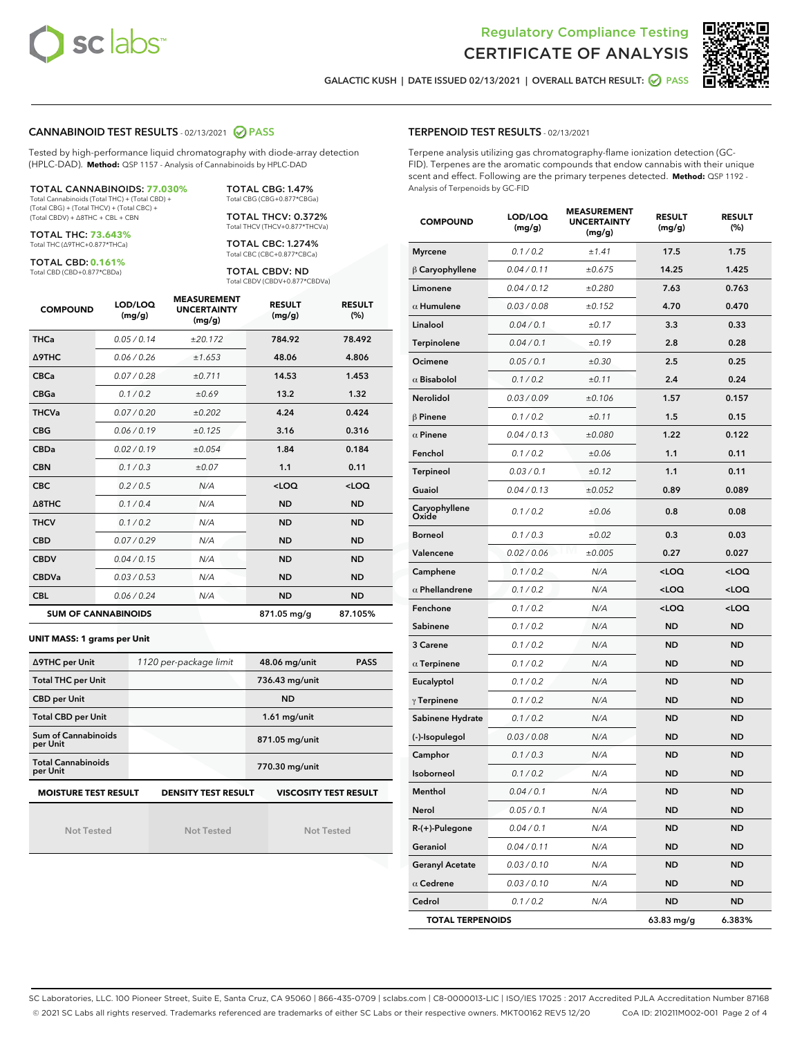Regulatory Compliance Testing

# CERTIFICATE OF ANALYSIS

GALACTIC KUSH | DATE ISSUED 02/13/2021 | OVERALL BATCH RESULT: PASS

## CANNABINOID TEST RESULTS - 02/13/2021 PASS

Tested by high-performance liquid chromatography with diode-array detection (HPLC-DAD). **Method:** QSP 1157 - Analysis of Cannabinoids by HPLC-DAD

**TOTAL CANNABINOIDS: 77.030%**
Total Cannabinoids (Total THC) + (Total CBD) + (Total CBG) + (Total THCV) + (Total CBC) + (Total CBDV) + Δ8THC + CBL + CBN

**TOTAL THC: 73.643%**
Total THC (Δ9THC+0.877*THCa)

**TOTAL CBD: 0.161%**
Total CBD (CBD+0.877*CBDa)

**TOTAL CBG: 1.47%**
Total CBG (CBG+0.877*CBGa)

**TOTAL THCV: 0.372%**
Total THCV (THCV+0.877*THCVa)

**TOTAL CBC: 1.274%**
Total CBC (CBC+0.877*CBCa)

**TOTAL CBDV: ND**
Total CBDV (CBDV+0.877*CBDVa)

| COMPOUND | LOD/LOQ (mg/g) | MEASUREMENT UNCERTAINTY (mg/g) | RESULT (mg/g) | RESULT (%) |
|---|---|---|---|---|
| THCa | 0.05 / 0.14 | ±20.172 | 784.92 | 78.492 |
| Δ9THC | 0.06 / 0.26 | ±1.653 | 48.06 | 4.806 |
| CBCa | 0.07 / 0.28 | ±0.711 | 14.53 | 1.453 |
| CBGa | 0.1 / 0.2 | ±0.69 | 13.2 | 1.32 |
| THCVa | 0.07 / 0.20 | ±0.202 | 4.24 | 0.424 |
| CBG | 0.06 / 0.19 | ±0.125 | 3.16 | 0.316 |
| CBDa | 0.02 / 0.19 | ±0.054 | 1.84 | 0.184 |
| CBN | 0.1 / 0.3 | ±0.07 | 1.1 | 0.11 |
| CBC | 0.2 / 0.5 | N/A | <LOQ | <LOQ |
| Δ8THC | 0.1 / 0.4 | N/A | ND | ND |
| THCV | 0.1 / 0.2 | N/A | ND | ND |
| CBD | 0.07 / 0.29 | N/A | ND | ND |
| CBDV | 0.04 / 0.15 | N/A | ND | ND |
| CBDVa | 0.03 / 0.53 | N/A | ND | ND |
| CBL | 0.06 / 0.24 | N/A | ND | ND |
| **SUM OF CANNABINOIDS** | | | 871.05 mg/g | 87.105% |

**UNIT MASS: 1 grams per Unit**

| | | | |
|---|---|---|---|
| Δ9THC per Unit | 1120 per-package limit | 48.06 mg/unit | PASS |
| Total THC per Unit | | 736.43 mg/unit | |
| CBD per Unit | | ND | |
| Total CBD per Unit | | 1.61 mg/unit | |
| Sum of Cannabinoids per Unit | | 871.05 mg/unit | |
| Total Cannabinoids per Unit | | 770.30 mg/unit | |

| MOISTURE TEST RESULT | DENSITY TEST RESULT | VISCOSITY TEST RESULT |
|---|---|---|
| Not Tested | Not Tested | Not Tested |

## TERPENOID TEST RESULTS - 02/13/2021

Terpene analysis utilizing gas chromatography-flame ionization detection (GC-FID). Terpenes are the aromatic compounds that endow cannabis with their unique scent and effect. Following are the primary terpenes detected. **Method:** QSP 1192 - Analysis of Terpenoids by GC-FID

| COMPOUND | LOD/LOQ (mg/g) | MEASUREMENT UNCERTAINTY (mg/g) | RESULT (mg/g) | RESULT (%) |
|---|---|---|---|---|
| Myrcene | 0.1 / 0.2 | ±1.41 | 17.5 | 1.75 |
| β Caryophyllene | 0.04 / 0.11 | ±0.675 | 14.25 | 1.425 |
| Limonene | 0.04 / 0.12 | ±0.280 | 7.63 | 0.763 |
| α Humulene | 0.03 / 0.08 | ±0.152 | 4.70 | 0.470 |
| Linalool | 0.04 / 0.1 | ±0.17 | 3.3 | 0.33 |
| Terpinolene | 0.04 / 0.1 | ±0.19 | 2.8 | 0.28 |
| Ocimene | 0.05 / 0.1 | ±0.30 | 2.5 | 0.25 |
| α Bisabolol | 0.1 / 0.2 | ±0.11 | 2.4 | 0.24 |
| Nerolidol | 0.03 / 0.09 | ±0.106 | 1.57 | 0.157 |
| β Pinene | 0.1 / 0.2 | ±0.11 | 1.5 | 0.15 |
| α Pinene | 0.04 / 0.13 | ±0.080 | 1.22 | 0.122 |
| Fenchol | 0.1 / 0.2 | ±0.06 | 1.1 | 0.11 |
| Terpineol | 0.03 / 0.1 | ±0.12 | 1.1 | 0.11 |
| Guaiol | 0.04 / 0.13 | ±0.052 | 0.89 | 0.089 |
| Caryophyllene Oxide | 0.1 / 0.2 | ±0.06 | 0.8 | 0.08 |
| Borneol | 0.1 / 0.3 | ±0.02 | 0.3 | 0.03 |
| Valencene | 0.02 / 0.06 | ±0.005 | 0.27 | 0.027 |
| Camphene | 0.1 / 0.2 | N/A | <LOQ | <LOQ |
| α Phellandrene | 0.1 / 0.2 | N/A | <LOQ | <LOQ |
| Fenchone | 0.1 / 0.2 | N/A | <LOQ | <LOQ |
| Sabinene | 0.1 / 0.2 | N/A | ND | ND |
| 3 Carene | 0.1 / 0.2 | N/A | ND | ND |
| α Terpinene | 0.1 / 0.2 | N/A | ND | ND |
| Eucalyptol | 0.1 / 0.2 | N/A | ND | ND |
| γ Terpinene | 0.1 / 0.2 | N/A | ND | ND |
| Sabinene Hydrate | 0.1 / 0.2 | N/A | ND | ND |
| (-)-Isopulegol | 0.03 / 0.08 | N/A | ND | ND |
| Camphor | 0.1 / 0.3 | N/A | ND | ND |
| Isoborneol | 0.1 / 0.2 | N/A | ND | ND |
| Menthol | 0.04 / 0.1 | N/A | ND | ND |
| Nerol | 0.05 / 0.1 | N/A | ND | ND |
| R-(+)-Pulegone | 0.04 / 0.1 | N/A | ND | ND |
| Geraniol | 0.04 / 0.11 | N/A | ND | ND |
| Geranyl Acetate | 0.03 / 0.10 | N/A | ND | ND |
| α Cedrene | 0.03 / 0.10 | N/A | ND | ND |
| Cedrol | 0.1 / 0.2 | N/A | ND | ND |
| **TOTAL TERPENOIDS** | | | 63.83 mg/g | 6.383% |

SC Laboratories, LLC. 100 Pioneer Street, Suite E, Santa Cruz, CA 95060 | 866-435-0709 | sclabs.com | C8-0000013-LIC | ISO/IES 17025 : 2017 Accredited PJLA Accreditation Number 87168
© 2021 SC Labs all rights reserved. Trademarks referenced are trademarks of either SC Labs or their respective owners. MKT00162 REV5 12/20 CoA ID: 210211M002-001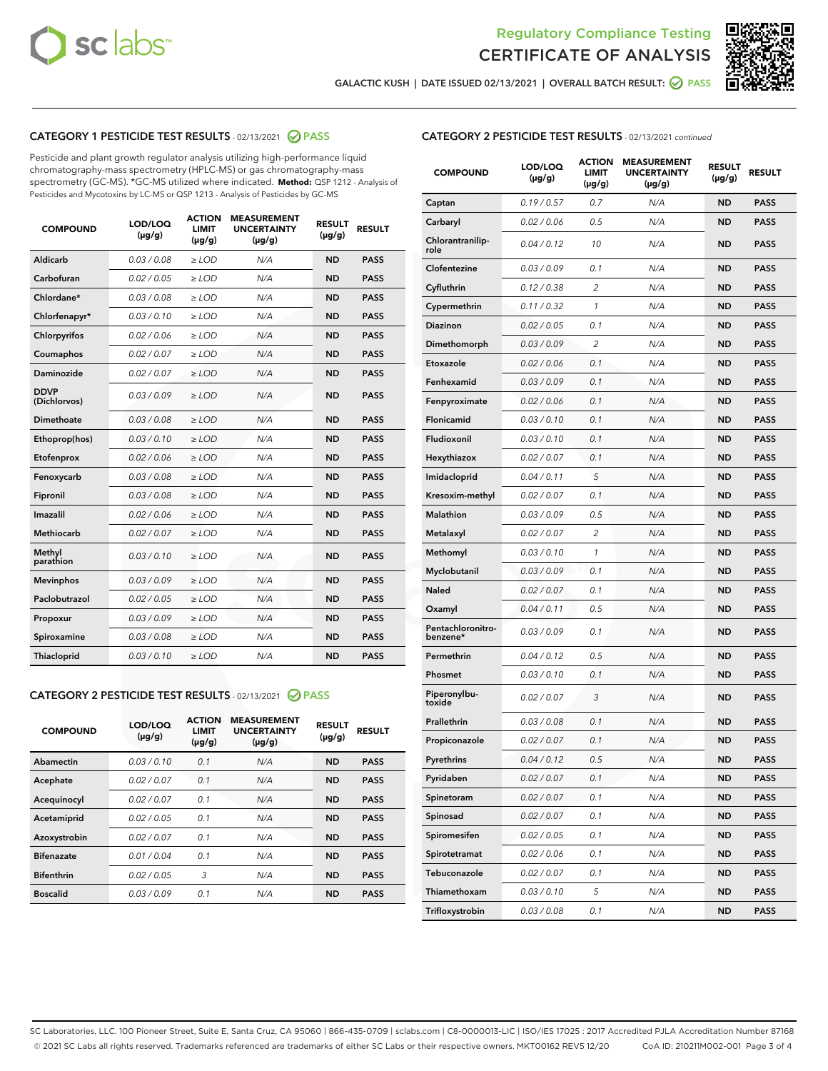Regulatory Compliance Testing

# CERTIFICATE OF ANALYSIS

GALACTIC KUSH | DATE ISSUED 02/13/2021 | OVERALL BATCH RESULT: PASS

## CATEGORY 1 PESTICIDE TEST RESULTS - 02/13/2021 PASS

Pesticide and plant growth regulator analysis utilizing high-performance liquid chromatography-mass spectrometry (HPLC-MS) or gas chromatography-mass spectrometry (GC-MS). *GC-MS utilized where indicated. **Method:** QSP 1212 - Analysis of Pesticides and Mycotoxins by LC-MS or QSP 1213 - Analysis of Pesticides by GC-MS

| COMPOUND | LOD/LOQ (μg/g) | ACTION LIMIT (μg/g) | MEASUREMENT UNCERTAINTY (μg/g) | RESULT (μg/g) | RESULT |
|---|---|---|---|---|---|
| Aldicarb | 0.03 / 0.08 | ≥ LOD | N/A | ND | PASS |
| Carbofuran | 0.02 / 0.05 | ≥ LOD | N/A | ND | PASS |
| Chlordane* | 0.03 / 0.08 | ≥ LOD | N/A | ND | PASS |
| Chlorfenapyr* | 0.03 / 0.10 | ≥ LOD | N/A | ND | PASS |
| Chlorpyrifos | 0.02 / 0.06 | ≥ LOD | N/A | ND | PASS |
| Coumaphos | 0.02 / 0.07 | ≥ LOD | N/A | ND | PASS |
| Daminozide | 0.02 / 0.07 | ≥ LOD | N/A | ND | PASS |
| DDVP (Dichlorvos) | 0.03 / 0.09 | ≥ LOD | N/A | ND | PASS |
| Dimethoate | 0.03 / 0.08 | ≥ LOD | N/A | ND | PASS |
| Ethoprop(hos) | 0.03 / 0.10 | ≥ LOD | N/A | ND | PASS |
| Etofenprox | 0.02 / 0.06 | ≥ LOD | N/A | ND | PASS |
| Fenoxycarb | 0.03 / 0.08 | ≥ LOD | N/A | ND | PASS |
| Fipronil | 0.03 / 0.08 | ≥ LOD | N/A | ND | PASS |
| Imazalil | 0.02 / 0.06 | ≥ LOD | N/A | ND | PASS |
| Methiocarb | 0.02 / 0.07 | ≥ LOD | N/A | ND | PASS |
| Methyl parathion | 0.03 / 0.10 | ≥ LOD | N/A | ND | PASS |
| Mevinphos | 0.03 / 0.09 | ≥ LOD | N/A | ND | PASS |
| Paclobutrazol | 0.02 / 0.05 | ≥ LOD | N/A | ND | PASS |
| Propoxur | 0.03 / 0.09 | ≥ LOD | N/A | ND | PASS |
| Spiroxamine | 0.03 / 0.08 | ≥ LOD | N/A | ND | PASS |
| Thiacloprid | 0.03 / 0.10 | ≥ LOD | N/A | ND | PASS |

## CATEGORY 2 PESTICIDE TEST RESULTS - 02/13/2021 PASS

| COMPOUND | LOD/LOQ (μg/g) | ACTION LIMIT (μg/g) | MEASUREMENT UNCERTAINTY (μg/g) | RESULT (μg/g) | RESULT |
|---|---|---|---|---|---|
| Abamectin | 0.03 / 0.10 | 0.1 | N/A | ND | PASS |
| Acephate | 0.02 / 0.07 | 0.1 | N/A | ND | PASS |
| Acequinocyl | 0.02 / 0.07 | 0.1 | N/A | ND | PASS |
| Acetamiprid | 0.02 / 0.05 | 0.1 | N/A | ND | PASS |
| Azoxystrobin | 0.02 / 0.07 | 0.1 | N/A | ND | PASS |
| Bifenazate | 0.01 / 0.04 | 0.1 | N/A | ND | PASS |
| Bifenthrin | 0.02 / 0.05 | 3 | N/A | ND | PASS |
| Boscalid | 0.03 / 0.09 | 0.1 | N/A | ND | PASS |
| Captan | 0.19 / 0.57 | 0.7 | N/A | ND | PASS |
| Carbaryl | 0.02 / 0.06 | 0.5 | N/A | ND | PASS |
| Chlorantraniliprole | 0.04 / 0.12 | 10 | N/A | ND | PASS |
| Clofentezine | 0.03 / 0.09 | 0.1 | N/A | ND | PASS |
| Cyfluthrin | 0.12 / 0.38 | 2 | N/A | ND | PASS |
| Cypermethrin | 0.11 / 0.32 | 1 | N/A | ND | PASS |
| Diazinon | 0.02 / 0.05 | 0.1 | N/A | ND | PASS |
| Dimethomorph | 0.03 / 0.09 | 2 | N/A | ND | PASS |
| Etoxazole | 0.02 / 0.06 | 0.1 | N/A | ND | PASS |
| Fenhexamid | 0.03 / 0.09 | 0.1 | N/A | ND | PASS |
| Fenpyroximate | 0.02 / 0.06 | 0.1 | N/A | ND | PASS |
| Flonicamid | 0.03 / 0.10 | 0.1 | N/A | ND | PASS |
| Fludioxonil | 0.03 / 0.10 | 0.1 | N/A | ND | PASS |
| Hexythiazox | 0.02 / 0.07 | 0.1 | N/A | ND | PASS |
| Imidacloprid | 0.04 / 0.11 | 5 | N/A | ND | PASS |
| Kresoxim-methyl | 0.02 / 0.07 | 0.1 | N/A | ND | PASS |
| Malathion | 0.03 / 0.09 | 0.5 | N/A | ND | PASS |
| Metalaxyl | 0.02 / 0.07 | 2 | N/A | ND | PASS |
| Methomyl | 0.03 / 0.10 | 1 | N/A | ND | PASS |
| Myclobutanil | 0.03 / 0.09 | 0.1 | N/A | ND | PASS |
| Naled | 0.02 / 0.07 | 0.1 | N/A | ND | PASS |
| Oxamyl | 0.04 / 0.11 | 0.5 | N/A | ND | PASS |
| Pentachloronitrobenzene* | 0.03 / 0.09 | 0.1 | N/A | ND | PASS |
| Permethrin | 0.04 / 0.12 | 0.5 | N/A | ND | PASS |
| Phosmet | 0.03 / 0.10 | 0.1 | N/A | ND | PASS |
| Piperonylbutoxide | 0.02 / 0.07 | 3 | N/A | ND | PASS |
| Prallethrin | 0.03 / 0.08 | 0.1 | N/A | ND | PASS |
| Propiconazole | 0.02 / 0.07 | 0.1 | N/A | ND | PASS |
| Pyrethrins | 0.04 / 0.12 | 0.5 | N/A | ND | PASS |
| Pyridaben | 0.02 / 0.07 | 0.1 | N/A | ND | PASS |
| Spinetoram | 0.02 / 0.07 | 0.1 | N/A | ND | PASS |
| Spinosad | 0.02 / 0.07 | 0.1 | N/A | ND | PASS |
| Spiromesifen | 0.02 / 0.05 | 0.1 | N/A | ND | PASS |
| Spirotetramat | 0.02 / 0.06 | 0.1 | N/A | ND | PASS |
| Tebuconazole | 0.02 / 0.07 | 0.1 | N/A | ND | PASS |
| Thiamethoxam | 0.03 / 0.10 | 5 | N/A | ND | PASS |
| Trifloxystrobin | 0.03 / 0.08 | 0.1 | N/A | ND | PASS |

SC Laboratories, LLC. 100 Pioneer Street, Suite E, Santa Cruz, CA 95060 | 866-435-0709 | sclabs.com | C8-0000013-LIC | ISO/IES 17025 : 2017 Accredited PJLA Accreditation Number 87168
© 2021 SC Labs all rights reserved. Trademarks referenced are trademarks of either SC Labs or their respective owners. MKT00162 REV5 12/20 CoA ID: 210211M002-001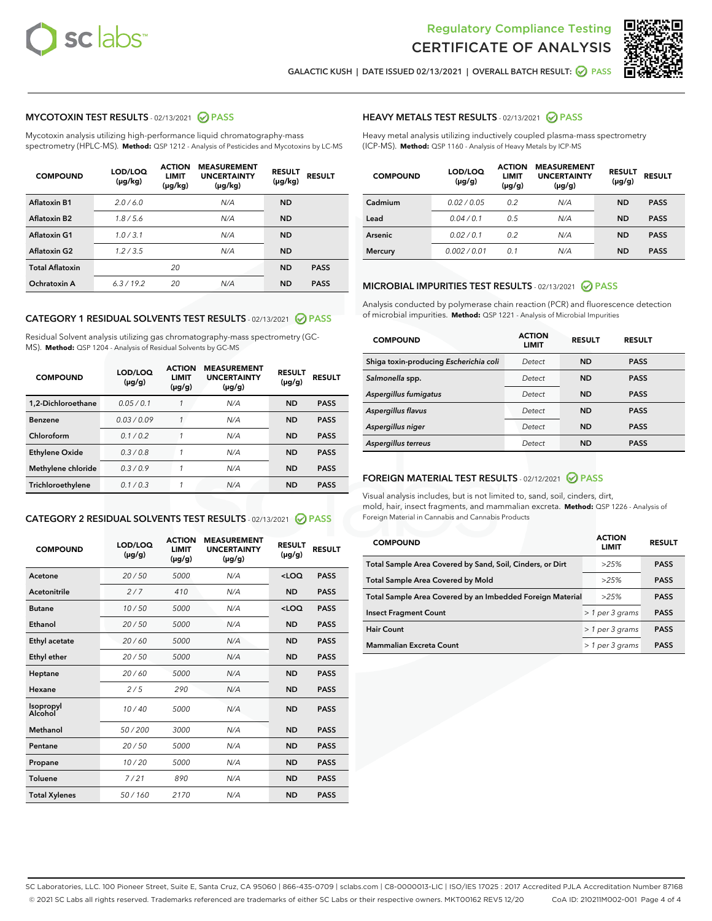Regulatory Compliance Testing
# CERTIFICATE OF ANALYSIS

GALACTIC KUSH | DATE ISSUED 02/13/2021 | OVERALL BATCH RESULT: PASS

## MYCOTOXIN TEST RESULTS - 02/13/2021 PASS

Mycotoxin analysis utilizing high-performance liquid chromatography-mass spectrometry (HPLC-MS). **Method:** QSP 1212 - Analysis of Pesticides and Mycotoxins by LC-MS

| COMPOUND | LOD/LOQ (μg/kg) | ACTION LIMIT (μg/kg) | MEASUREMENT UNCERTAINTY (μg/kg) | RESULT (μg/kg) | RESULT |
|---|---|---|---|---|---|
| Aflatoxin B1 | 2.0 / 6.0 | | N/A | ND | |
| Aflatoxin B2 | 1.8 / 5.6 | | N/A | ND | |
| Aflatoxin G1 | 1.0 / 3.1 | | N/A | ND | |
| Aflatoxin G2 | 1.2 / 3.5 | | N/A | ND | |
| Total Aflatoxin | | 20 | | ND | PASS |
| Ochratoxin A | 6.3 / 19.2 | 20 | N/A | ND | PASS |

## CATEGORY 1 RESIDUAL SOLVENTS TEST RESULTS - 02/13/2021 PASS

Residual Solvent analysis utilizing gas chromatography-mass spectrometry (GC-MS). **Method:** QSP 1204 - Analysis of Residual Solvents by GC-MS

| COMPOUND | LOD/LOQ (μg/g) | ACTION LIMIT (μg/g) | MEASUREMENT UNCERTAINTY (μg/g) | RESULT (μg/g) | RESULT |
|---|---|---|---|---|---|
| 1,2-Dichloroethane | 0.05 / 0.1 | 1 | N/A | ND | PASS |
| Benzene | 0.03 / 0.09 | 1 | N/A | ND | PASS |
| Chloroform | 0.1 / 0.2 | 1 | N/A | ND | PASS |
| Ethylene Oxide | 0.3 / 0.8 | 1 | N/A | ND | PASS |
| Methylene chloride | 0.3 / 0.9 | 1 | N/A | ND | PASS |
| Trichloroethylene | 0.1 / 0.3 | 1 | N/A | ND | PASS |

## CATEGORY 2 RESIDUAL SOLVENTS TEST RESULTS - 02/13/2021 PASS

| COMPOUND | LOD/LOQ (μg/g) | ACTION LIMIT (μg/g) | MEASUREMENT UNCERTAINTY (μg/g) | RESULT (μg/g) | RESULT |
|---|---|---|---|---|---|
| Acetone | 20 / 50 | 5000 | N/A | <LOQ | PASS |
| Acetonitrile | 2 / 7 | 410 | N/A | ND | PASS |
| Butane | 10 / 50 | 5000 | N/A | <LOQ | PASS |
| Ethanol | 20 / 50 | 5000 | N/A | ND | PASS |
| Ethyl acetate | 20 / 60 | 5000 | N/A | ND | PASS |
| Ethyl ether | 20 / 50 | 5000 | N/A | ND | PASS |
| Heptane | 20 / 60 | 5000 | N/A | ND | PASS |
| Hexane | 2 / 5 | 290 | N/A | ND | PASS |
| Isopropyl Alcohol | 10 / 40 | 5000 | N/A | ND | PASS |
| Methanol | 50 / 200 | 3000 | N/A | ND | PASS |
| Pentane | 20 / 50 | 5000 | N/A | ND | PASS |
| Propane | 10 / 20 | 5000 | N/A | ND | PASS |
| Toluene | 7 / 21 | 890 | N/A | ND | PASS |
| Total Xylenes | 50 / 160 | 2170 | N/A | ND | PASS |

## HEAVY METALS TEST RESULTS - 02/13/2021 PASS

Heavy metal analysis utilizing inductively coupled plasma-mass spectrometry (ICP-MS). **Method:** QSP 1160 - Analysis of Heavy Metals by ICP-MS

| COMPOUND | LOD/LOQ (μg/g) | ACTION LIMIT (μg/g) | MEASUREMENT UNCERTAINTY (μg/g) | RESULT (μg/g) | RESULT |
|---|---|---|---|---|---|
| Cadmium | 0.02 / 0.05 | 0.2 | N/A | ND | PASS |
| Lead | 0.04 / 0.1 | 0.5 | N/A | ND | PASS |
| Arsenic | 0.02 / 0.1 | 0.2 | N/A | ND | PASS |
| Mercury | 0.002 / 0.01 | 0.1 | N/A | ND | PASS |

## MICROBIAL IMPURITIES TEST RESULTS - 02/13/2021 PASS

Analysis conducted by polymerase chain reaction (PCR) and fluorescence detection of microbial impurities. **Method:** QSP 1221 - Analysis of Microbial Impurities

| COMPOUND | ACTION LIMIT | RESULT | RESULT |
|---|---|---|---|
| *Shiga toxin-producing Escherichia coli* | Detect | ND | PASS |
| *Salmonella* spp. | Detect | ND | PASS |
| *Aspergillus fumigatus* | Detect | ND | PASS |
| *Aspergillus flavus* | Detect | ND | PASS |
| *Aspergillus niger* | Detect | ND | PASS |
| *Aspergillus terreus* | Detect | ND | PASS |

## FOREIGN MATERIAL TEST RESULTS - 02/12/2021 PASS

Visual analysis includes, but is not limited to, sand, soil, cinders, dirt, mold, hair, insect fragments, and mammalian excreta. **Method:** QSP 1226 - Analysis of Foreign Material in Cannabis and Cannabis Products

| COMPOUND | ACTION LIMIT | RESULT |
|---|---|---|
| Total Sample Area Covered by Sand, Soil, Cinders, or Dirt | >25% | PASS |
| Total Sample Area Covered by Mold | >25% | PASS |
| Total Sample Area Covered by an Imbedded Foreign Material | >25% | PASS |
| Insect Fragment Count | > 1 per 3 grams | PASS |
| Hair Count | > 1 per 3 grams | PASS |
| Mammalian Excreta Count | > 1 per 3 grams | PASS |

SC Laboratories, LLC. 100 Pioneer Street, Suite E, Santa Cruz, CA 95060 | 866-435-0709 | sclabs.com | C8-0000013-LIC | ISO/IES 17025 : 2017 Accredited PJLA Accreditation Number 87168
© 2021 SC Labs all rights reserved. Trademarks referenced are trademarks of either SC Labs or their respective owners. MKT00162 REV5 12/20 CoA ID: 210211M002-001